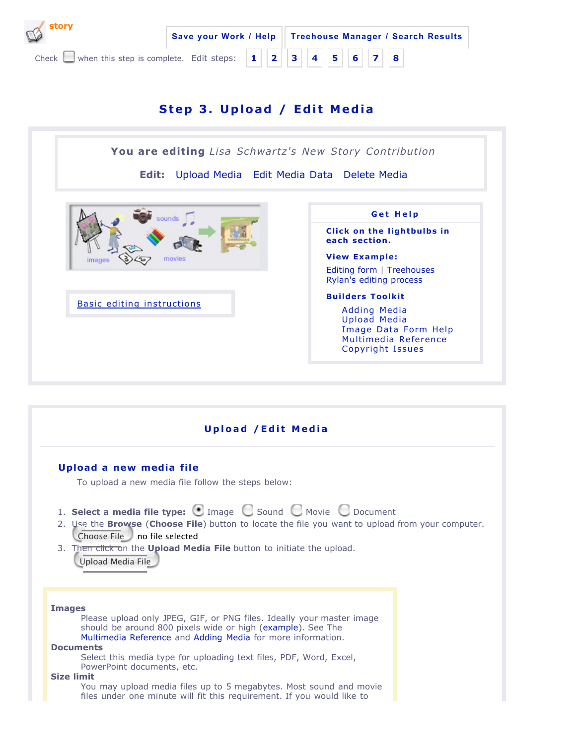story

Save your Work / Help | Treehouse Manager / Search Results

Check ☐ when this step is complete. Edit steps: 1 2 3 4 5 6 7 8

## Step 3. Upload / Edit Media

**You are editing** *Lisa Schwartz's New Story Contribution*

**Edit:** Upload Media Edit Media Data Delete Media

Basic editing instructions

**Get Help**

**Click on the lightbulbs in each section.**

**View Example:**

Editing form | Treehouses
Rylan's editing process

**Builders Toolkit**

- Adding Media
- Upload Media
- Image Data Form Help
- Multimedia Reference
- Copyright Issues

## Upload /Edit Media

### Upload a new media file

To upload a new media file follow the steps below:

1. **Select a media file type:** ◉ Image ○ Sound ○ Movie ○ Document
2. Use the **Browse** (**Choose File**) button to locate the file you want to upload from your computer.
   Choose File no file selected
3. Then click on the **Upload Media File** button to initiate the upload.
   Upload Media File

**Images**
Please upload only JPEG, GIF, or PNG files. Ideally your master image should be around 800 pixels wide or high (example). See The Multimedia Reference and Adding Media for more information.

**Documents**
Select this media type for uploading text files, PDF, Word, Excel, PowerPoint documents, etc.

**Size limit**
You may upload media files up to 5 megabytes. Most sound and movie files under one minute will fit this requirement. If you would like to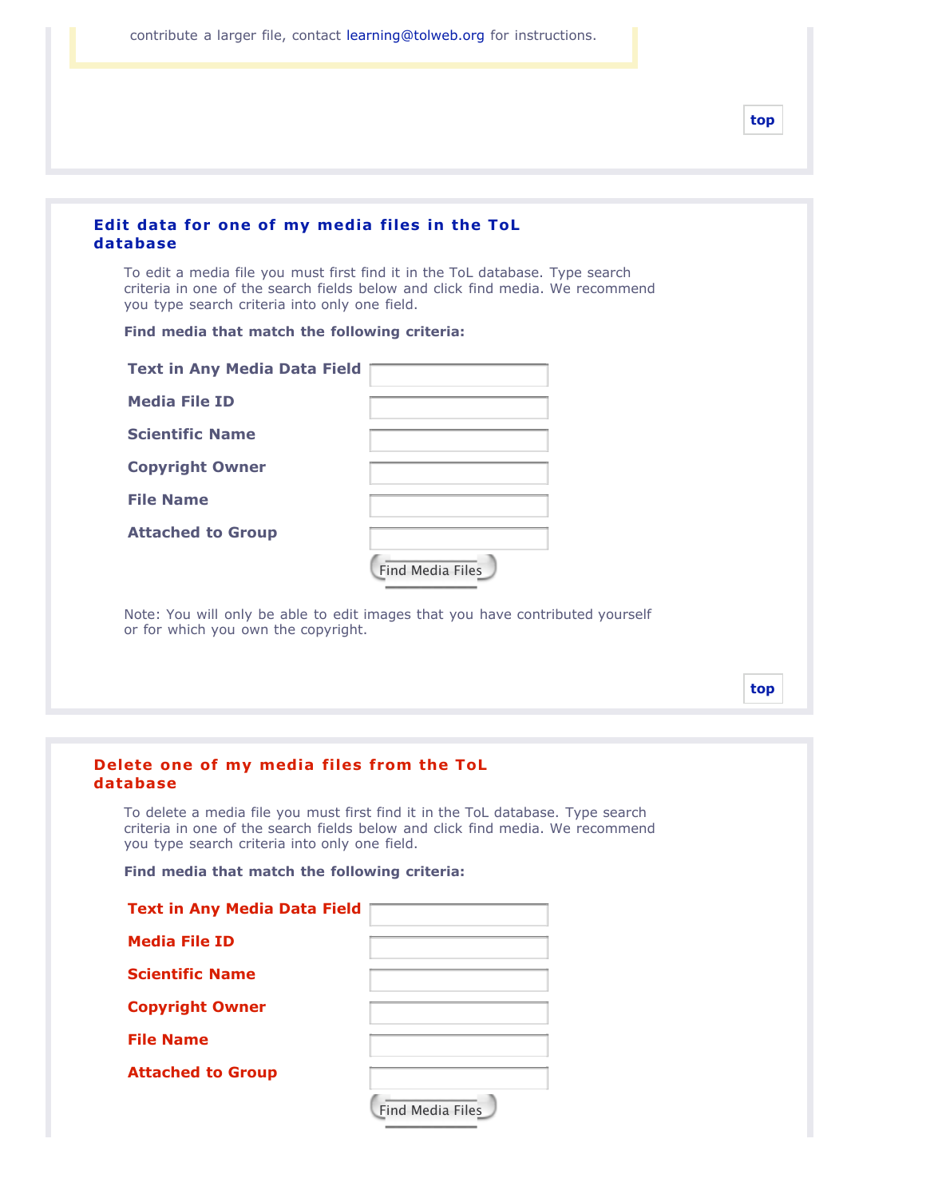contribute a larger file, contact learning@tolweb.org for instructions.

top

## Edit data for one of my media files in the ToL database

To edit a media file you must first find it in the ToL database. Type search criteria in one of the search fields below and click find media. We recommend you type search criteria into only one field.

**Find media that match the following criteria:**

**Text in Any Media Data Field**

**Media File ID**

**Scientific Name**

**Copyright Owner**

**File Name**

**Attached to Group**

Find Media Files

Note: You will only be able to edit images that you have contributed yourself or for which you own the copyright.

top

## Delete one of my media files from the ToL database

To delete a media file you must first find it in the ToL database. Type search criteria in one of the search fields below and click find media. We recommend you type search criteria into only one field.

**Find media that match the following criteria:**

**Text in Any Media Data Field**

**Media File ID**

**Scientific Name**

**Copyright Owner**

**File Name**

**Attached to Group**

Find Media Files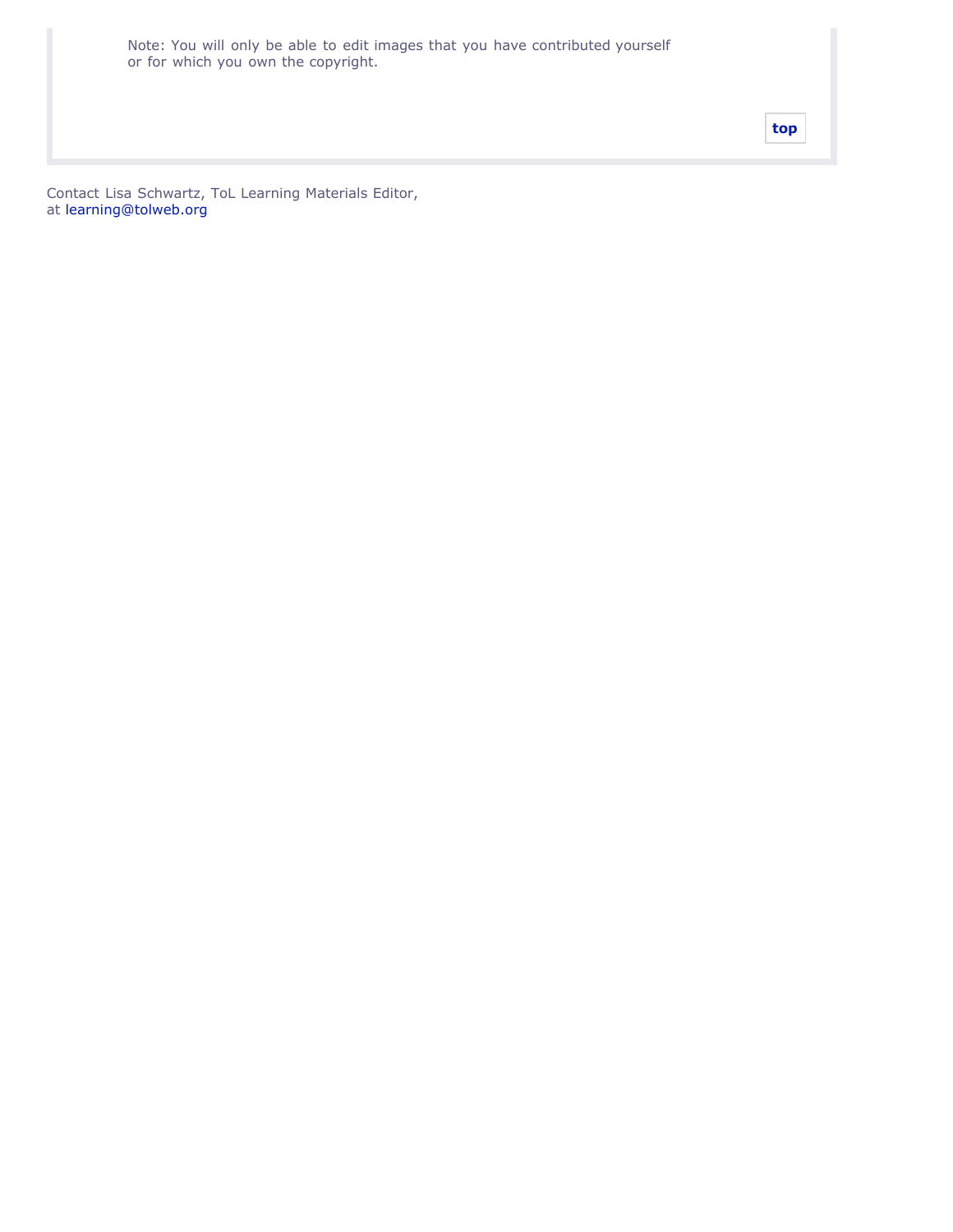Note: You will only be able to edit images that you have contributed yourself or for which you own the copyright.

top

Contact Lisa Schwartz, ToL Learning Materials Editor, at learning@tolweb.org